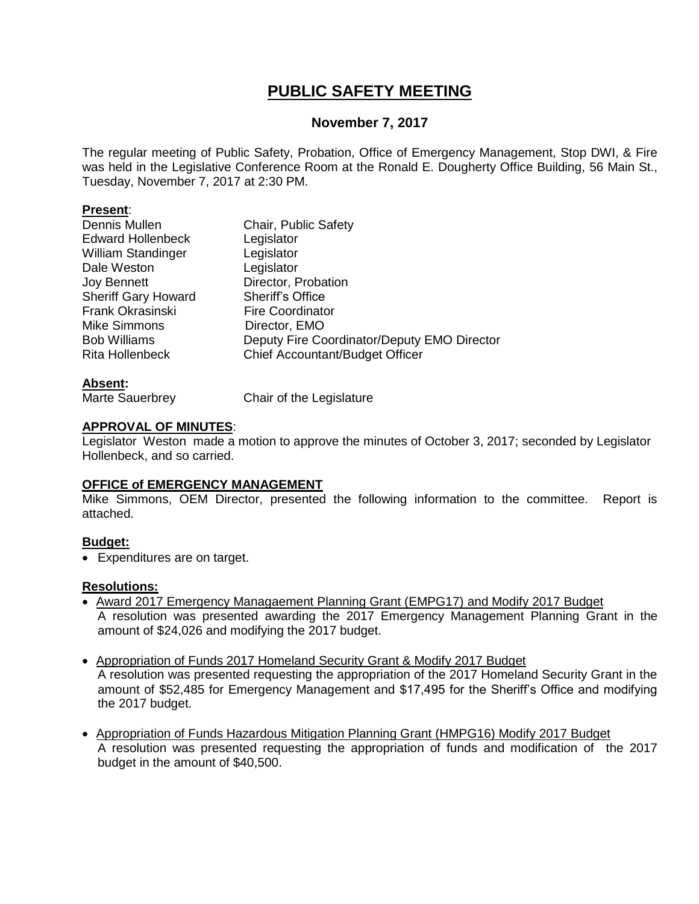# PUBLIC SAFETY MEETING

## November 7, 2017

The regular meeting of Public Safety, Probation, Office of Emergency Management, Stop DWI, & Fire was held in the Legislative Conference Room at the Ronald E. Dougherty Office Building, 56 Main St., Tuesday, November 7, 2017 at 2:30 PM.

**Present**:

| | |
|---|---|
| Dennis Mullen | Chair, Public Safety |
| Edward Hollenbeck | Legislator |
| William Standinger | Legislator |
| Dale Weston | Legislator |
| Joy Bennett | Director, Probation |
| Sheriff Gary Howard | Sheriff's Office |
| Frank Okrasinski | Fire Coordinator |
| Mike Simmons | Director, EMO |
| Bob Williams | Deputy Fire Coordinator/Deputy EMO Director |
| Rita Hollenbeck | Chief Accountant/Budget Officer |

**Absent:**

| | |
|---|---|
| Marte Sauerbrey | Chair of the Legislature |

**APPROVAL OF MINUTES**:

Legislator Weston made a motion to approve the minutes of October 3, 2017; seconded by Legislator Hollenbeck, and so carried.

**OFFICE of EMERGENCY MANAGEMENT**

Mike Simmons, OEM Director, presented the following information to the committee. Report is attached.

**Budget:**

- Expenditures are on target.

**Resolutions:**

- Award 2017 Emergency Managaement Planning Grant (EMPG17) and Modify 2017 Budget
  A resolution was presented awarding the 2017 Emergency Management Planning Grant in the amount of $24,026 and modifying the 2017 budget.

- Appropriation of Funds 2017 Homeland Security Grant & Modify 2017 Budget
  A resolution was presented requesting the appropriation of the 2017 Homeland Security Grant in the amount of $52,485 for Emergency Management and $17,495 for the Sheriff's Office and modifying the 2017 budget.

- Appropriation of Funds Hazardous Mitigation Planning Grant (HMPG16) Modify 2017 Budget
  A resolution was presented requesting the appropriation of funds and modification of the 2017 budget in the amount of $40,500.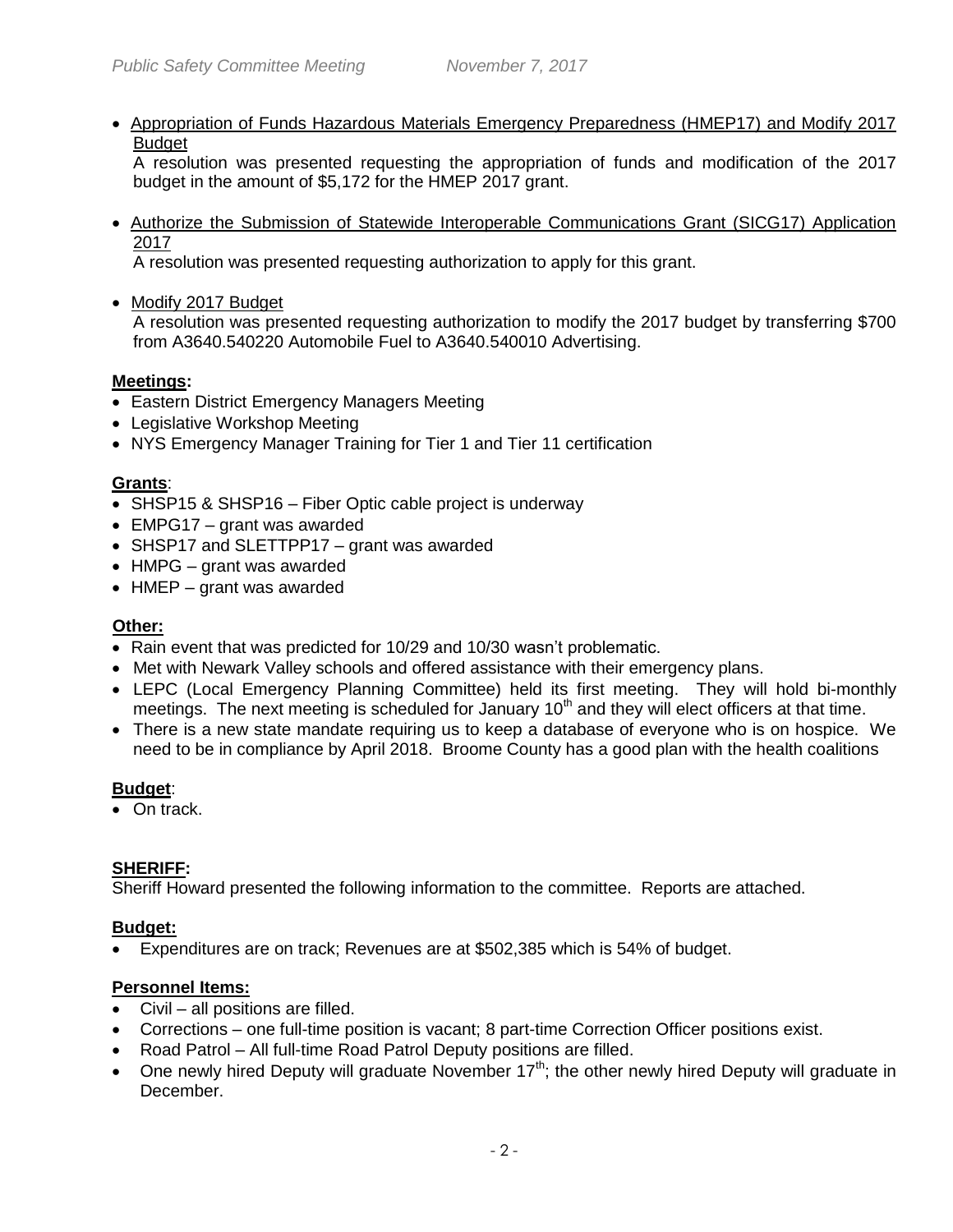- Appropriation of Funds Hazardous Materials Emergency Preparedness (HMEP17) and Modify 2017 Budget
  A resolution was presented requesting the appropriation of funds and modification of the 2017 budget in the amount of $5,172 for the HMEP 2017 grant.

- Authorize the Submission of Statewide Interoperable Communications Grant (SICG17) Application 2017
  A resolution was presented requesting authorization to apply for this grant.

- Modify 2017 Budget
  A resolution was presented requesting authorization to modify the 2017 budget by transferring $700 from A3640.540220 Automobile Fuel to A3640.540010 Advertising.

**Meetings:**

- Eastern District Emergency Managers Meeting
- Legislative Workshop Meeting
- NYS Emergency Manager Training for Tier 1 and Tier 11 certification

**Grants**:

- SHSP15 & SHSP16 – Fiber Optic cable project is underway
- EMPG17 – grant was awarded
- SHSP17 and SLETTPP17 – grant was awarded
- HMPG – grant was awarded
- HMEP – grant was awarded

**Other:**

- Rain event that was predicted for 10/29 and 10/30 wasn't problematic.
- Met with Newark Valley schools and offered assistance with their emergency plans.
- LEPC (Local Emergency Planning Committee) held its first meeting. They will hold bi-monthly meetings. The next meeting is scheduled for January 10th and they will elect officers at that time.
- There is a new state mandate requiring us to keep a database of everyone who is on hospice. We need to be in compliance by April 2018. Broome County has a good plan with the health coalitions

**Budget**:

- On track.

**SHERIFF:**

Sheriff Howard presented the following information to the committee. Reports are attached.

**Budget:**

- Expenditures are on track; Revenues are at $502,385 which is 54% of budget.

**Personnel Items:**

- Civil – all positions are filled.
- Corrections – one full-time position is vacant; 8 part-time Correction Officer positions exist.
- Road Patrol – All full-time Road Patrol Deputy positions are filled.
- One newly hired Deputy will graduate November 17th; the other newly hired Deputy will graduate in December.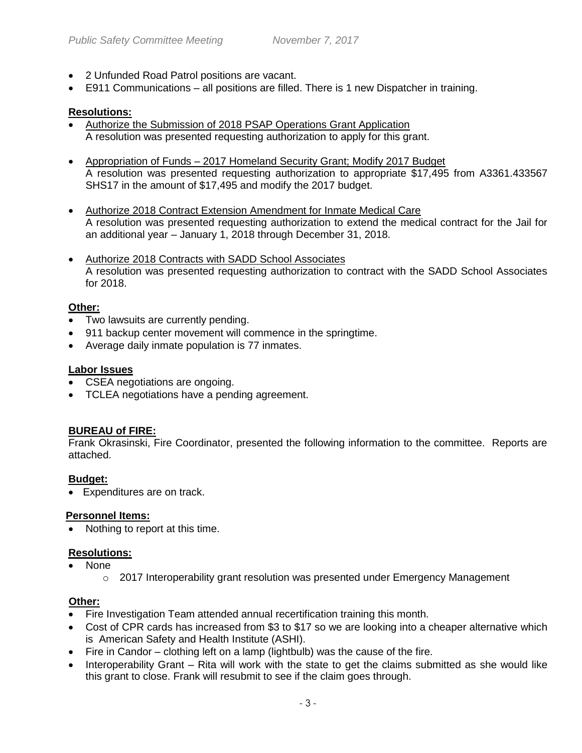- 2 Unfunded Road Patrol positions are vacant.
- E911 Communications – all positions are filled. There is 1 new Dispatcher in training.

**Resolutions:**

- Authorize the Submission of 2018 PSAP Operations Grant Application
  A resolution was presented requesting authorization to apply for this grant.

- Appropriation of Funds – 2017 Homeland Security Grant; Modify 2017 Budget
  A resolution was presented requesting authorization to appropriate $17,495 from A3361.433567 SHS17 in the amount of $17,495 and modify the 2017 budget.

- Authorize 2018 Contract Extension Amendment for Inmate Medical Care
  A resolution was presented requesting authorization to extend the medical contract for the Jail for an additional year – January 1, 2018 through December 31, 2018.

- Authorize 2018 Contracts with SADD School Associates
  A resolution was presented requesting authorization to contract with the SADD School Associates for 2018.

**Other:**

- Two lawsuits are currently pending.
- 911 backup center movement will commence in the springtime.
- Average daily inmate population is 77 inmates.

**Labor Issues**

- CSEA negotiations are ongoing.
- TCLEA negotiations have a pending agreement.

**BUREAU of FIRE:**

Frank Okrasinski, Fire Coordinator, presented the following information to the committee. Reports are attached.

**Budget:**

- Expenditures are on track.

**Personnel Items:**

- Nothing to report at this time.

**Resolutions:**

- None
  - 2017 Interoperability grant resolution was presented under Emergency Management

**Other:**

- Fire Investigation Team attended annual recertification training this month.
- Cost of CPR cards has increased from $3 to $17 so we are looking into a cheaper alternative which is American Safety and Health Institute (ASHI).
- Fire in Candor – clothing left on a lamp (lightbulb) was the cause of the fire.
- Interoperability Grant – Rita will work with the state to get the claims submitted as she would like this grant to close. Frank will resubmit to see if the claim goes through.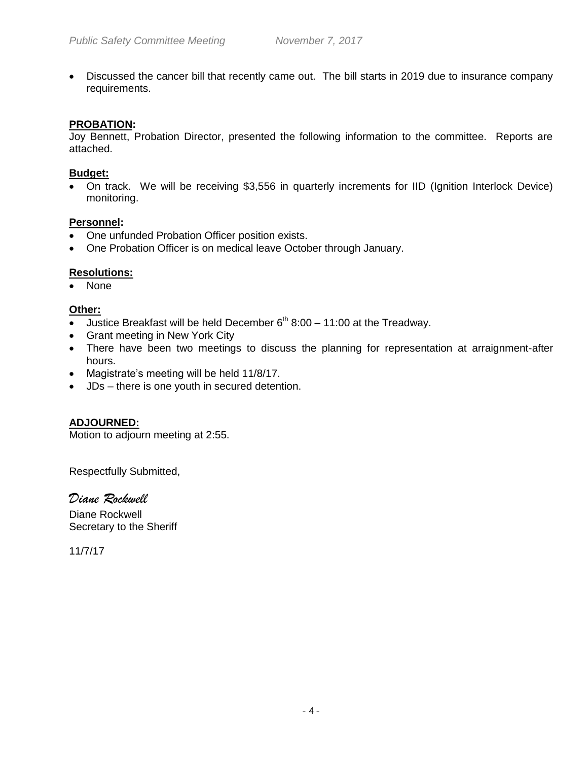- Discussed the cancer bill that recently came out. The bill starts in 2019 due to insurance company requirements.

**PROBATION:**

Joy Bennett, Probation Director, presented the following information to the committee. Reports are attached.

**Budget:**

- On track. We will be receiving $3,556 in quarterly increments for IID (Ignition Interlock Device) monitoring.

**Personnel:**

- One unfunded Probation Officer position exists.
- One Probation Officer is on medical leave October through January.

**Resolutions:**

- None

**Other:**

- Justice Breakfast will be held December 6th 8:00 – 11:00 at the Treadway.
- Grant meeting in New York City
- There have been two meetings to discuss the planning for representation at arraignment-after hours.
- Magistrate's meeting will be held 11/8/17.
- JDs – there is one youth in secured detention.

**ADJOURNED:**

Motion to adjourn meeting at 2:55.

Respectfully Submitted,

*Diane Rockwell*

Diane Rockwell
Secretary to the Sheriff

11/7/17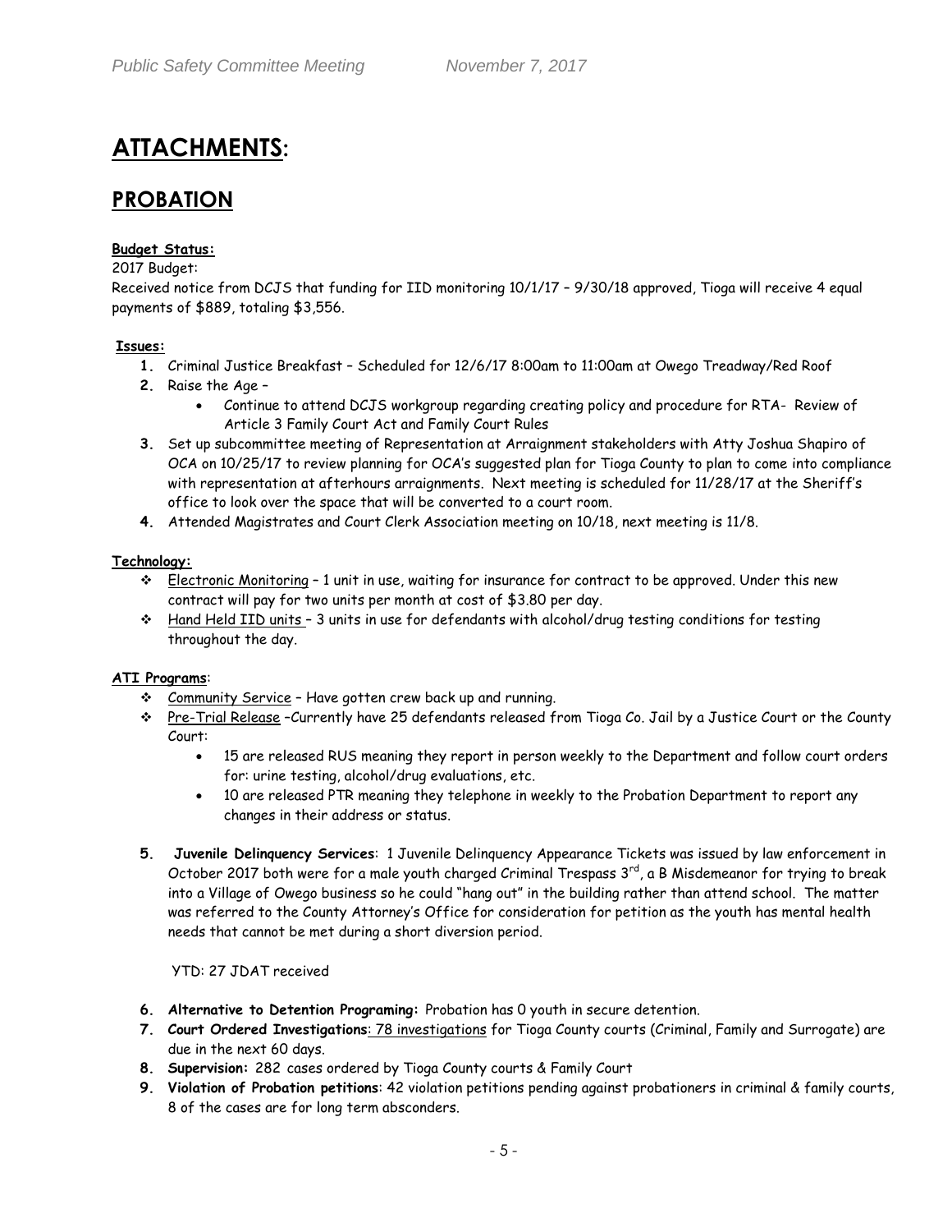# ATTACHMENTS:

## PROBATION

**Budget Status:**

2017 Budget:

Received notice from DCJS that funding for IID monitoring 10/1/17 – 9/30/18 approved, Tioga will receive 4 equal payments of $889, totaling $3,556.

**Issues:**

1. Criminal Justice Breakfast – Scheduled for 12/6/17 8:00am to 11:00am at Owego Treadway/Red Roof
2. Raise the Age –
    - Continue to attend DCJS workgroup regarding creating policy and procedure for RTA- Review of Article 3 Family Court Act and Family Court Rules
3. Set up subcommittee meeting of Representation at Arraignment stakeholders with Atty Joshua Shapiro of OCA on 10/25/17 to review planning for OCA's suggested plan for Tioga County to plan to come into compliance with representation at afterhours arraignments. Next meeting is scheduled for 11/28/17 at the Sheriff's office to look over the space that will be converted to a court room.
4. Attended Magistrates and Court Clerk Association meeting on 10/18, next meeting is 11/8.

**Technology:**

- Electronic Monitoring – 1 unit in use, waiting for insurance for contract to be approved. Under this new contract will pay for two units per month at cost of $3.80 per day.
- Hand Held IID units – 3 units in use for defendants with alcohol/drug testing conditions for testing throughout the day.

**ATI Programs**:

- Community Service – Have gotten crew back up and running.
- Pre-Trial Release –Currently have 25 defendants released from Tioga Co. Jail by a Justice Court or the County Court:
    - 15 are released RUS meaning they report in person weekly to the Department and follow court orders for: urine testing, alcohol/drug evaluations, etc.
    - 10 are released PTR meaning they telephone in weekly to the Probation Department to report any changes in their address or status.

5. **Juvenile Delinquency Services**: 1 Juvenile Delinquency Appearance Tickets was issued by law enforcement in October 2017 both were for a male youth charged Criminal Trespass 3rd, a B Misdemeanor for trying to break into a Village of Owego business so he could "hang out" in the building rather than attend school. The matter was referred to the County Attorney's Office for consideration for petition as the youth has mental health needs that cannot be met during a short diversion period.

   YTD: 27 JDAT received

6. **Alternative to Detention Programing:** Probation has 0 youth in secure detention.
7. **Court Ordered Investigations**: 78 investigations for Tioga County courts (Criminal, Family and Surrogate) are due in the next 60 days.
8. **Supervision:** 282 cases ordered by Tioga County courts & Family Court
9. **Violation of Probation petitions**: 42 violation petitions pending against probationers in criminal & family courts, 8 of the cases are for long term absconders.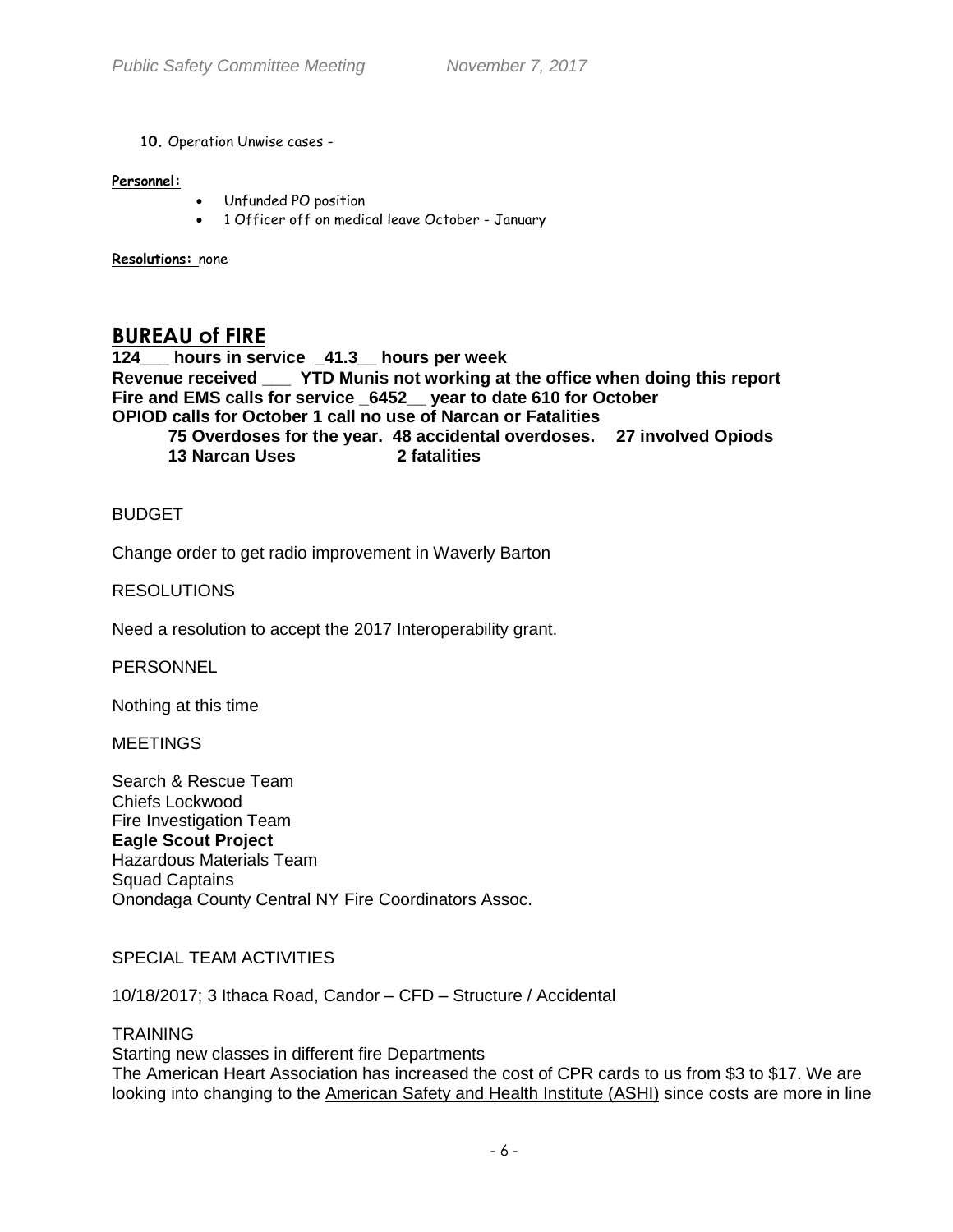**10.** Operation Unwise cases -

**Personnel:**

- Unfunded PO position
- 1 Officer off on medical leave October - January

**Resolutions:** none

## BUREAU of FIRE

**124___ hours in service _41.3__ hours per week**
**Revenue received ___ YTD Munis not working at the office when doing this report**
**Fire and EMS calls for service _6452__ year to date 610 for October**
**OPIOD calls for October 1 call no use of Narcan or Fatalities**
**75 Overdoses for the year. 48 accidental overdoses. 27 involved Opiods**
**13 Narcan Uses 2 fatalities**

BUDGET

Change order to get radio improvement in Waverly Barton

RESOLUTIONS

Need a resolution to accept the 2017 Interoperability grant.

PERSONNEL

Nothing at this time

MEETINGS

Search & Rescue Team
Chiefs Lockwood
Fire Investigation Team
**Eagle Scout Project**
Hazardous Materials Team
Squad Captains
Onondaga County Central NY Fire Coordinators Assoc.

SPECIAL TEAM ACTIVITIES

10/18/2017; 3 Ithaca Road, Candor – CFD – Structure / Accidental

TRAINING
Starting new classes in different fire Departments
The American Heart Association has increased the cost of CPR cards to us from $3 to $17. We are looking into changing to the American Safety and Health Institute (ASHI) since costs are more in line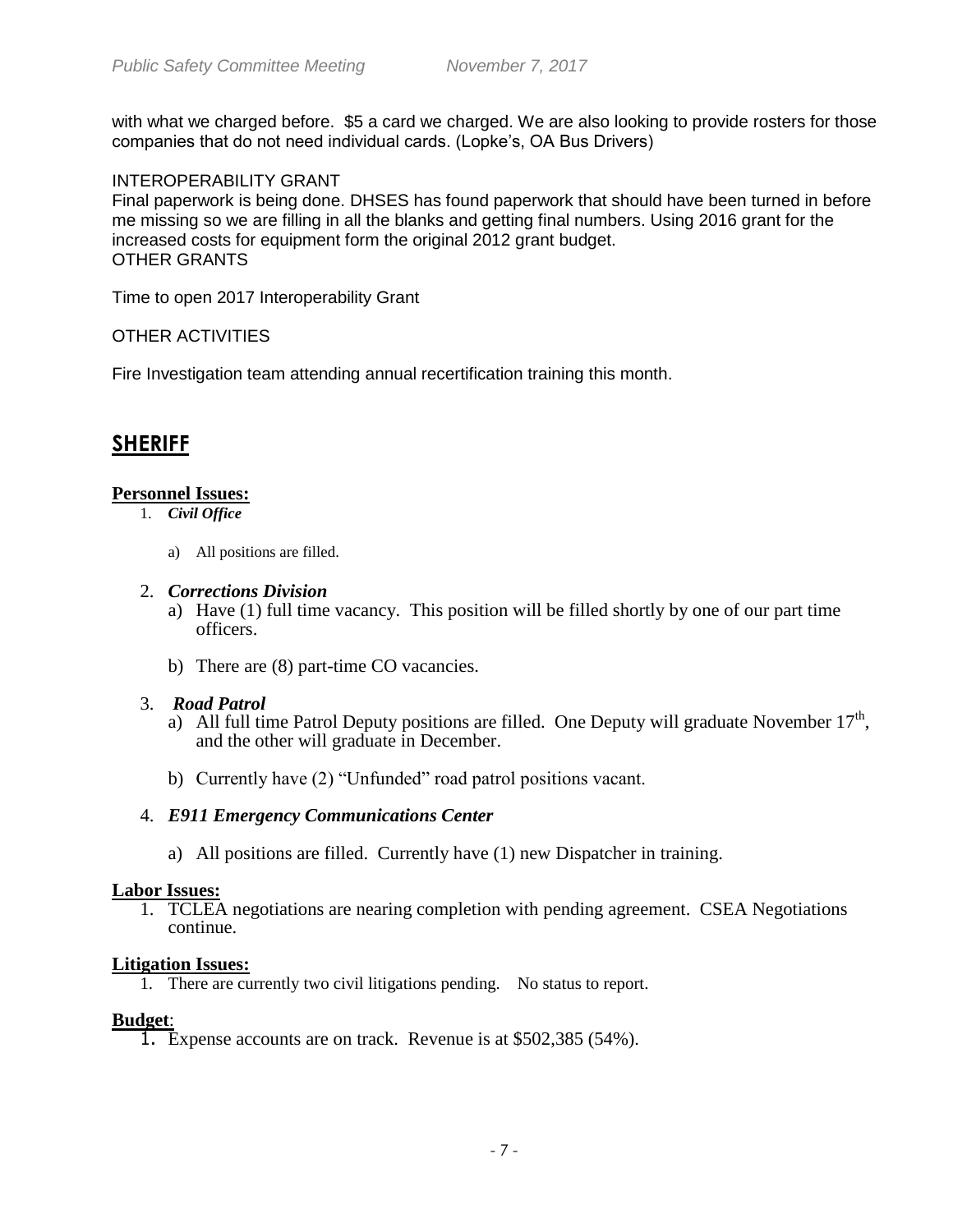with what we charged before. $5 a card we charged. We are also looking to provide rosters for those companies that do not need individual cards. (Lopke's, OA Bus Drivers)

INTEROPERABILITY GRANT

Final paperwork is being done. DHSES has found paperwork that should have been turned in before me missing so we are filling in all the blanks and getting final numbers. Using 2016 grant for the increased costs for equipment form the original 2012 grant budget.

OTHER GRANTS

Time to open 2017 Interoperability Grant

OTHER ACTIVITIES

Fire Investigation team attending annual recertification training this month.

## SHERIFF

**Personnel Issues:**

1. ***Civil Office***
    a) All positions are filled.

2. ***Corrections Division***
    a) Have (1) full time vacancy. This position will be filled shortly by one of our part time officers.
    b) There are (8) part-time CO vacancies.

3. ***Road Patrol***
    a) All full time Patrol Deputy positions are filled. One Deputy will graduate November 17th, and the other will graduate in December.
    b) Currently have (2) "Unfunded" road patrol positions vacant.

4. ***E911 Emergency Communications Center***
    a) All positions are filled. Currently have (1) new Dispatcher in training.

**Labor Issues:**

1. TCLEA negotiations are nearing completion with pending agreement. CSEA Negotiations continue.

**Litigation Issues:**

1. There are currently two civil litigations pending. No status to report.

**Budget**:

1. Expense accounts are on track. Revenue is at $502,385 (54%).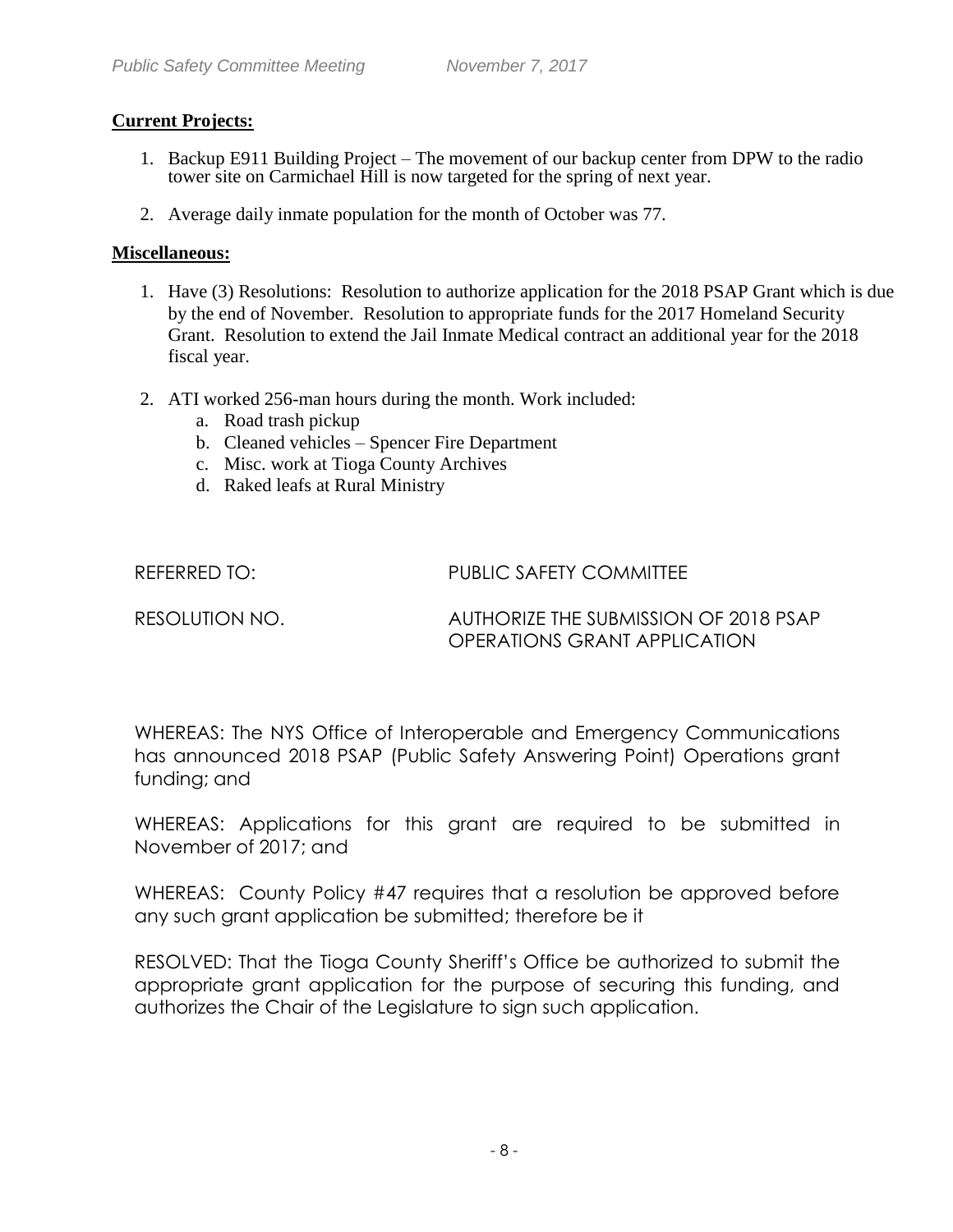**Current Projects:**

1. Backup E911 Building Project – The movement of our backup center from DPW to the radio tower site on Carmichael Hill is now targeted for the spring of next year.

2. Average daily inmate population for the month of October was 77.

**Miscellaneous:**

1. Have (3) Resolutions: Resolution to authorize application for the 2018 PSAP Grant which is due by the end of November. Resolution to appropriate funds for the 2017 Homeland Security Grant. Resolution to extend the Jail Inmate Medical contract an additional year for the 2018 fiscal year.

2. ATI worked 256-man hours during the month. Work included:
   a. Road trash pickup
   b. Cleaned vehicles – Spencer Fire Department
   c. Misc. work at Tioga County Archives
   d. Raked leafs at Rural Ministry

REFERRED TO: PUBLIC SAFETY COMMITTEE

RESOLUTION NO. AUTHORIZE THE SUBMISSION OF 2018 PSAP OPERATIONS GRANT APPLICATION

WHEREAS: The NYS Office of Interoperable and Emergency Communications has announced 2018 PSAP (Public Safety Answering Point) Operations grant funding; and

WHEREAS: Applications for this grant are required to be submitted in November of 2017; and

WHEREAS: County Policy #47 requires that a resolution be approved before any such grant application be submitted; therefore be it

RESOLVED: That the Tioga County Sheriff's Office be authorized to submit the appropriate grant application for the purpose of securing this funding, and authorizes the Chair of the Legislature to sign such application.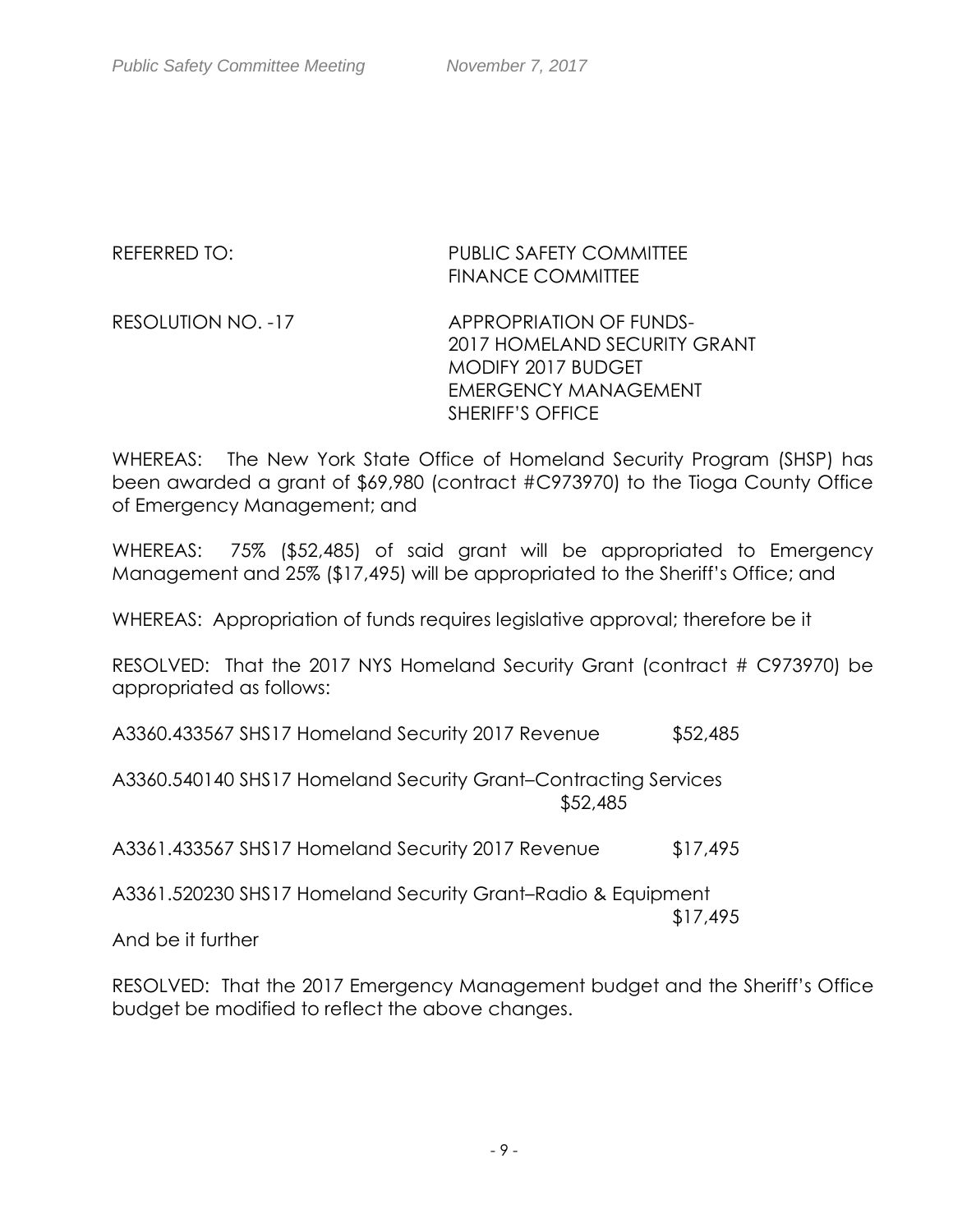REFERRED TO: PUBLIC SAFETY COMMITTEE
FINANCE COMMITTEE

RESOLUTION NO. -17 APPROPRIATION OF FUNDS-
2017 HOMELAND SECURITY GRANT
MODIFY 2017 BUDGET
EMERGENCY MANAGEMENT
SHERIFF'S OFFICE

WHEREAS: The New York State Office of Homeland Security Program (SHSP) has been awarded a grant of $69,980 (contract #C973970) to the Tioga County Office of Emergency Management; and

WHEREAS: 75% ($52,485) of said grant will be appropriated to Emergency Management and 25% ($17,495) will be appropriated to the Sheriff's Office; and

WHEREAS: Appropriation of funds requires legislative approval; therefore be it

RESOLVED: That the 2017 NYS Homeland Security Grant (contract # C973970) be appropriated as follows:

A3360.433567 SHS17 Homeland Security 2017 Revenue $52,485

A3360.540140 SHS17 Homeland Security Grant–Contracting Services $52,485

A3361.433567 SHS17 Homeland Security 2017 Revenue $17,495

A3361.520230 SHS17 Homeland Security Grant–Radio & Equipment $17,495

And be it further

RESOLVED: That the 2017 Emergency Management budget and the Sheriff's Office budget be modified to reflect the above changes.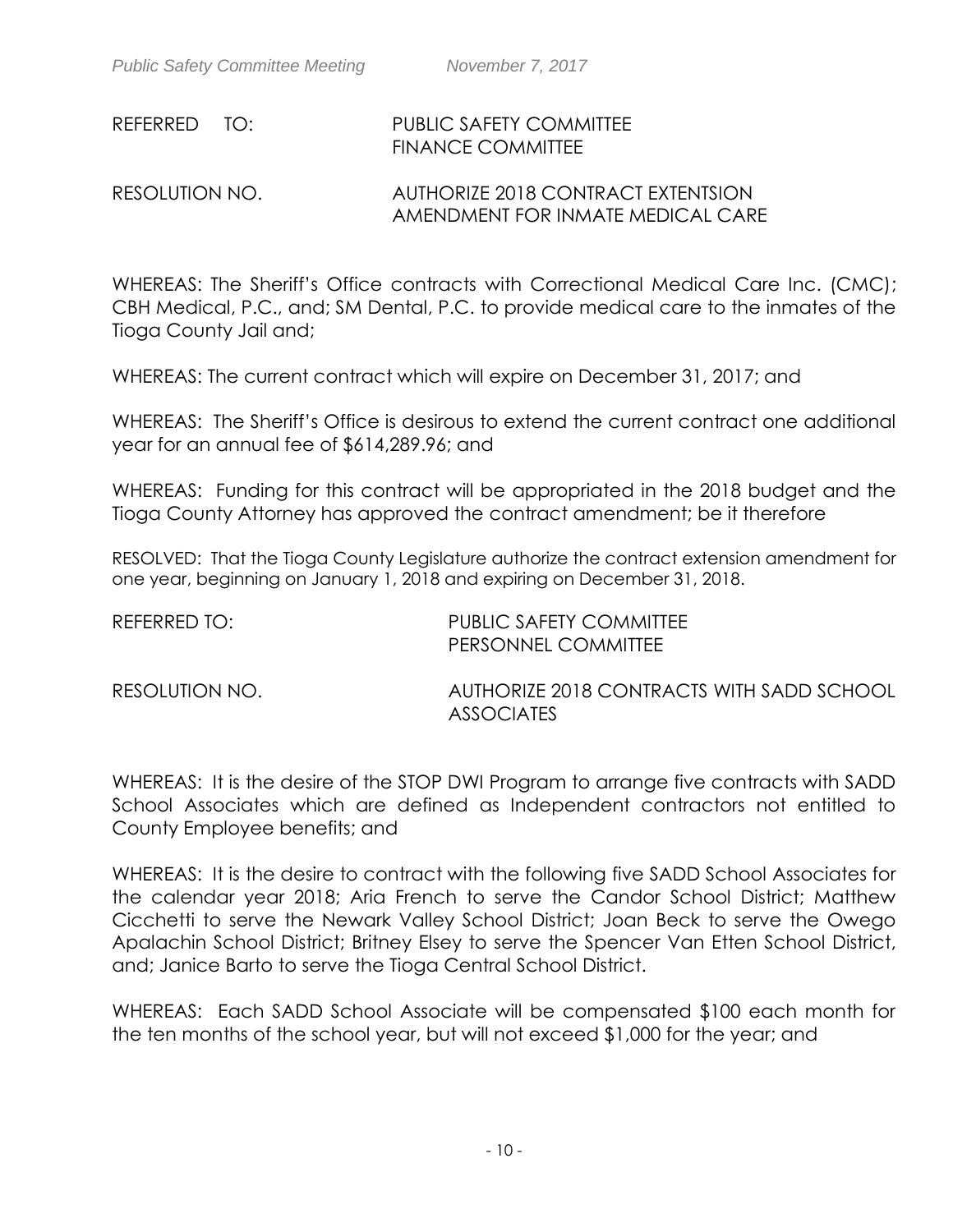REFERRED TO: PUBLIC SAFETY COMMITTEE
FINANCE COMMITTEE

RESOLUTION NO. AUTHORIZE 2018 CONTRACT EXTENTSION AMENDMENT FOR INMATE MEDICAL CARE

WHEREAS: The Sheriff's Office contracts with Correctional Medical Care Inc. (CMC); CBH Medical, P.C., and; SM Dental, P.C. to provide medical care to the inmates of the Tioga County Jail and;

WHEREAS: The current contract which will expire on December 31, 2017; and

WHEREAS: The Sheriff's Office is desirous to extend the current contract one additional year for an annual fee of $614,289.96; and

WHEREAS: Funding for this contract will be appropriated in the 2018 budget and the Tioga County Attorney has approved the contract amendment; be it therefore

RESOLVED: That the Tioga County Legislature authorize the contract extension amendment for one year, beginning on January 1, 2018 and expiring on December 31, 2018.

REFERRED TO: PUBLIC SAFETY COMMITTEE
PERSONNEL COMMITTEE

RESOLUTION NO. AUTHORIZE 2018 CONTRACTS WITH SADD SCHOOL ASSOCIATES

WHEREAS: It is the desire of the STOP DWI Program to arrange five contracts with SADD School Associates which are defined as Independent contractors not entitled to County Employee benefits; and

WHEREAS: It is the desire to contract with the following five SADD School Associates for the calendar year 2018; Aria French to serve the Candor School District; Matthew Cicchetti to serve the Newark Valley School District; Joan Beck to serve the Owego Apalachin School District; Britney Elsey to serve the Spencer Van Etten School District, and; Janice Barto to serve the Tioga Central School District.

WHEREAS: Each SADD School Associate will be compensated $100 each month for the ten months of the school year, but will not exceed $1,000 for the year; and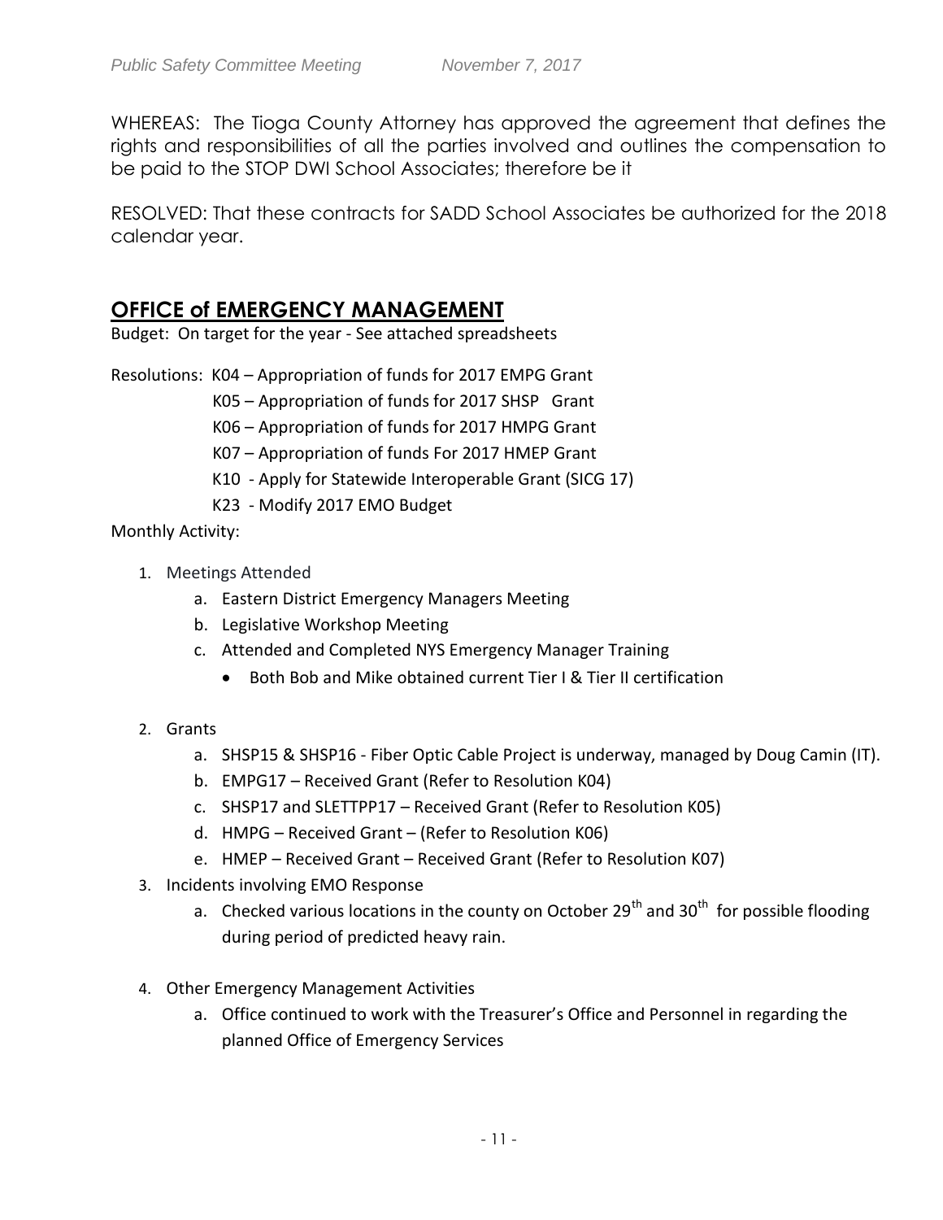WHEREAS: The Tioga County Attorney has approved the agreement that defines the rights and responsibilities of all the parties involved and outlines the compensation to be paid to the STOP DWI School Associates; therefore be it

RESOLVED: That these contracts for SADD School Associates be authorized for the 2018 calendar year.

## OFFICE of EMERGENCY MANAGEMENT

Budget: On target for the year - See attached spreadsheets

Resolutions: K04 – Appropriation of funds for 2017 EMPG Grant
K05 – Appropriation of funds for 2017 SHSP Grant
K06 – Appropriation of funds for 2017 HMPG Grant
K07 – Appropriation of funds For 2017 HMEP Grant
K10 - Apply for Statewide Interoperable Grant (SICG 17)
K23 - Modify 2017 EMO Budget

Monthly Activity:

1. Meetings Attended
   a. Eastern District Emergency Managers Meeting
   b. Legislative Workshop Meeting
   c. Attended and Completed NYS Emergency Manager Training
      - Both Bob and Mike obtained current Tier I & Tier II certification

2. Grants
   a. SHSP15 & SHSP16 - Fiber Optic Cable Project is underway, managed by Doug Camin (IT).
   b. EMPG17 – Received Grant (Refer to Resolution K04)
   c. SHSP17 and SLETTPP17 – Received Grant (Refer to Resolution K05)
   d. HMPG – Received Grant – (Refer to Resolution K06)
   e. HMEP – Received Grant – Received Grant (Refer to Resolution K07)

3. Incidents involving EMO Response
   a. Checked various locations in the county on October 29th and 30th for possible flooding during period of predicted heavy rain.

4. Other Emergency Management Activities
   a. Office continued to work with the Treasurer's Office and Personnel in regarding the planned Office of Emergency Services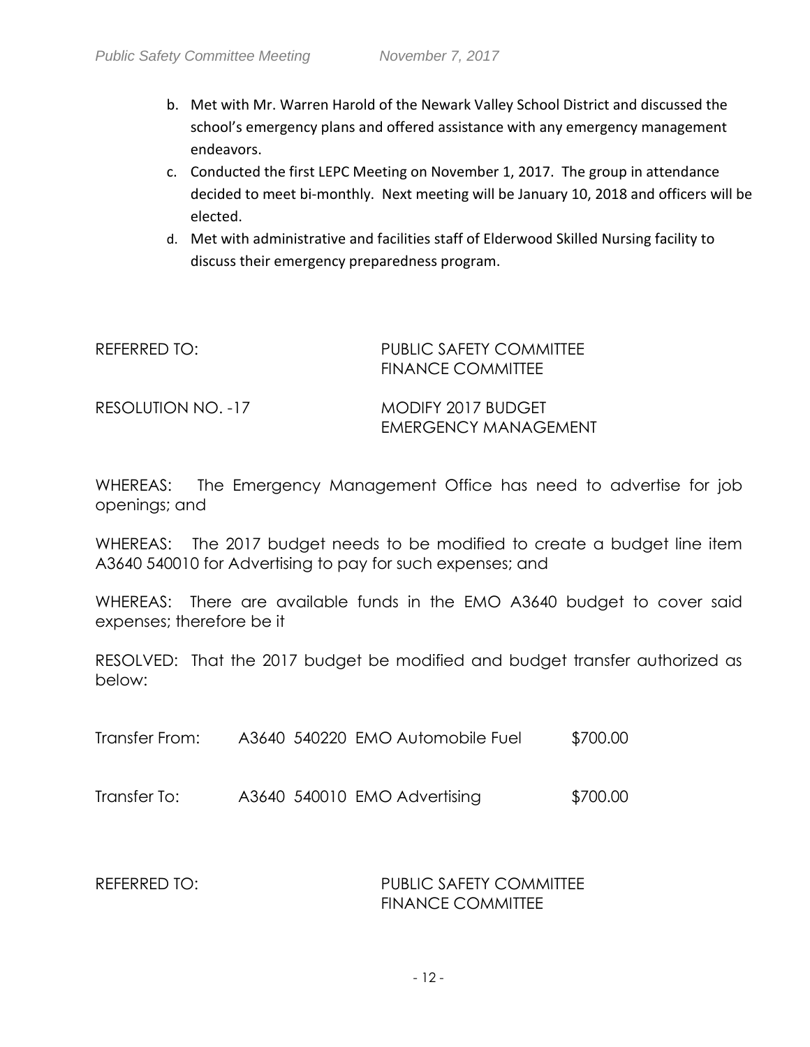b. Met with Mr. Warren Harold of the Newark Valley School District and discussed the school's emergency plans and offered assistance with any emergency management endeavors.
c. Conducted the first LEPC Meeting on November 1, 2017. The group in attendance decided to meet bi-monthly. Next meeting will be January 10, 2018 and officers will be elected.
d. Met with administrative and facilities staff of Elderwood Skilled Nursing facility to discuss their emergency preparedness program.

REFERRED TO: PUBLIC SAFETY COMMITTEE
FINANCE COMMITTEE

RESOLUTION NO. -17 MODIFY 2017 BUDGET
EMERGENCY MANAGEMENT

WHEREAS: The Emergency Management Office has need to advertise for job openings; and

WHEREAS: The 2017 budget needs to be modified to create a budget line item A3640 540010 for Advertising to pay for such expenses; and

WHEREAS: There are available funds in the EMO A3640 budget to cover said expenses; therefore be it

RESOLVED: That the 2017 budget be modified and budget transfer authorized as below:

| | | |
|---|---|---|
| Transfer From: | A3640 540220 EMO Automobile Fuel | $700.00 |
| Transfer To: | A3640 540010 EMO Advertising | $700.00 |

REFERRED TO: PUBLIC SAFETY COMMITTEE
FINANCE COMMITTEE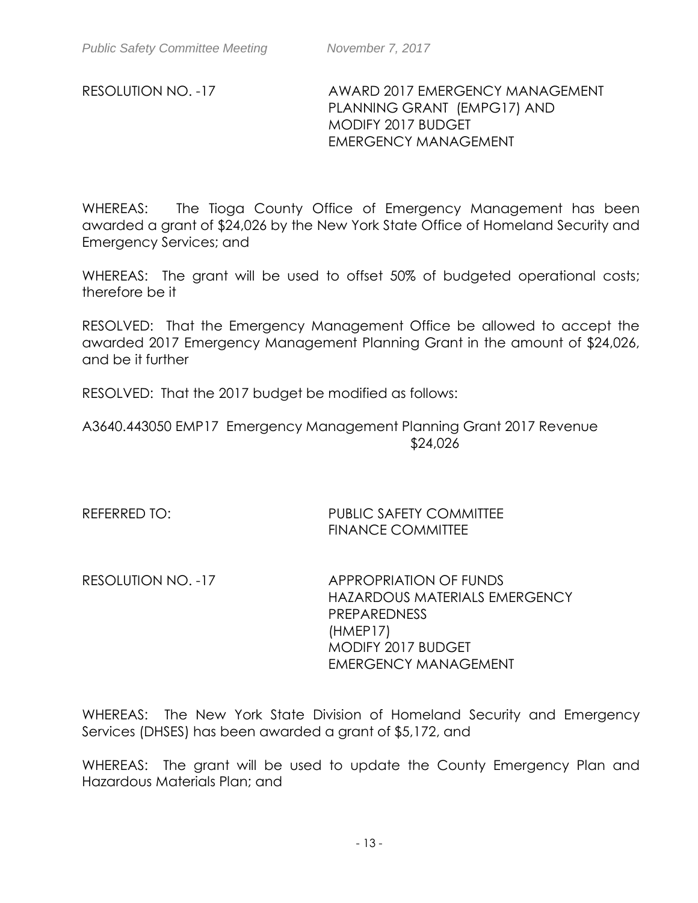RESOLUTION NO. -17 AWARD 2017 EMERGENCY MANAGEMENT PLANNING GRANT (EMPG17) AND MODIFY 2017 BUDGET EMERGENCY MANAGEMENT

WHEREAS: The Tioga County Office of Emergency Management has been awarded a grant of $24,026 by the New York State Office of Homeland Security and Emergency Services; and

WHEREAS: The grant will be used to offset 50% of budgeted operational costs; therefore be it

RESOLVED: That the Emergency Management Office be allowed to accept the awarded 2017 Emergency Management Planning Grant in the amount of $24,026, and be it further

RESOLVED: That the 2017 budget be modified as follows:

A3640.443050 EMP17 Emergency Management Planning Grant 2017 Revenue
$24,026

REFERRED TO: PUBLIC SAFETY COMMITTEE
FINANCE COMMITTEE

RESOLUTION NO. -17 APPROPRIATION OF FUNDS HAZARDOUS MATERIALS EMERGENCY PREPAREDNESS (HMEP17) MODIFY 2017 BUDGET EMERGENCY MANAGEMENT

WHEREAS: The New York State Division of Homeland Security and Emergency Services (DHSES) has been awarded a grant of $5,172, and

WHEREAS: The grant will be used to update the County Emergency Plan and Hazardous Materials Plan; and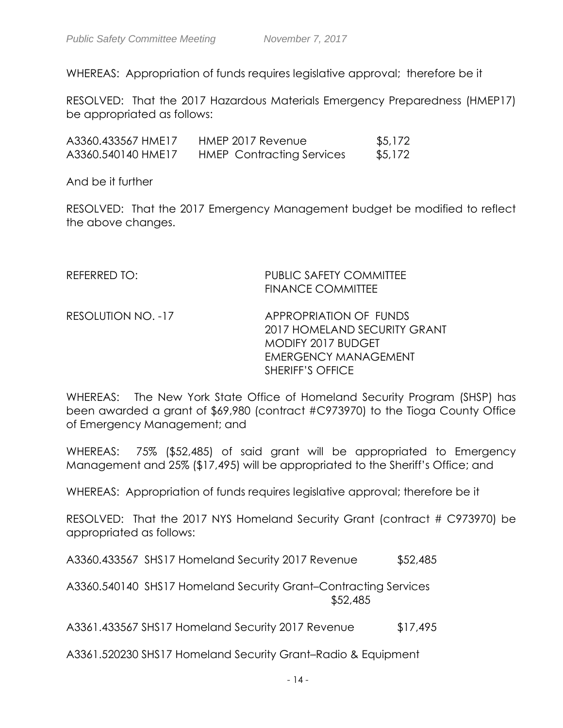WHEREAS: Appropriation of funds requires legislative approval; therefore be it

RESOLVED: That the 2017 Hazardous Materials Emergency Preparedness (HMEP17) be appropriated as follows:

| | | |
|---|---|---|
| A3360.433567 HME17 | HMEP 2017 Revenue | $5,172 |
| A3360.540140 HME17 | HMEP Contracting Services | $5,172 |

And be it further

RESOLVED: That the 2017 Emergency Management budget be modified to reflect the above changes.

REFERRED TO: PUBLIC SAFETY COMMITTEE
FINANCE COMMITTEE

RESOLUTION NO. -17 APPROPRIATION OF FUNDS
2017 HOMELAND SECURITY GRANT
MODIFY 2017 BUDGET
EMERGENCY MANAGEMENT
SHERIFF'S OFFICE

WHEREAS: The New York State Office of Homeland Security Program (SHSP) has been awarded a grant of $69,980 (contract #C973970) to the Tioga County Office of Emergency Management; and

WHEREAS: 75% ($52,485) of said grant will be appropriated to Emergency Management and 25% ($17,495) will be appropriated to the Sheriff's Office; and

WHEREAS: Appropriation of funds requires legislative approval; therefore be it

RESOLVED: That the 2017 NYS Homeland Security Grant (contract # C973970) be appropriated as follows:

A3360.433567 SHS17 Homeland Security 2017 Revenue $52,485

A3360.540140 SHS17 Homeland Security Grant–Contracting Services $52,485

A3361.433567 SHS17 Homeland Security 2017 Revenue $17,495

A3361.520230 SHS17 Homeland Security Grant–Radio & Equipment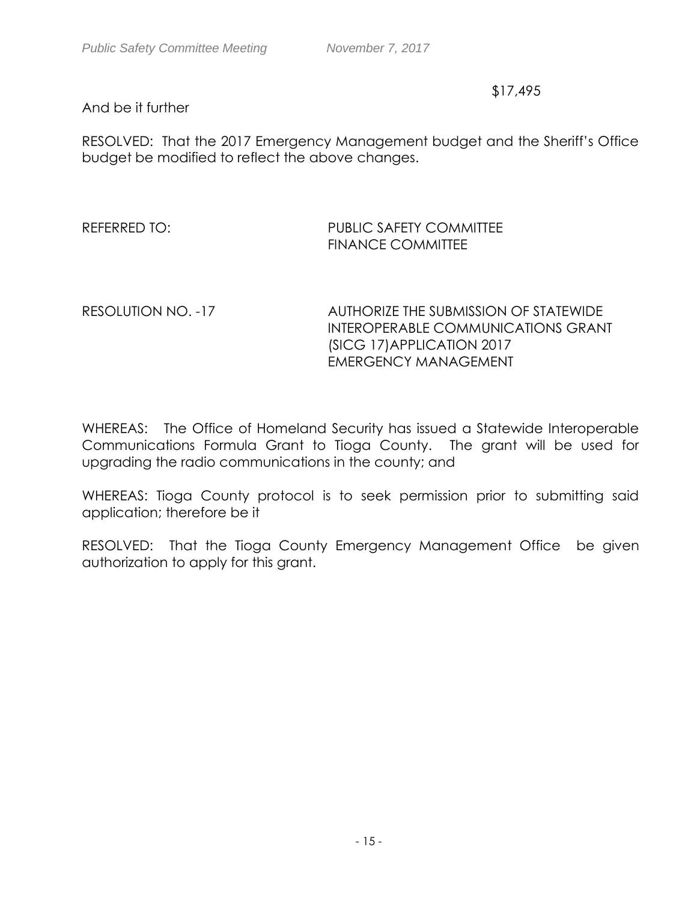$17,495

And be it further

RESOLVED: That the 2017 Emergency Management budget and the Sheriff's Office budget be modified to reflect the above changes.

REFERRED TO: PUBLIC SAFETY COMMITTEE
FINANCE COMMITTEE

RESOLUTION NO. -17 AUTHORIZE THE SUBMISSION OF STATEWIDE INTEROPERABLE COMMUNICATIONS GRANT (SICG 17)APPLICATION 2017
EMERGENCY MANAGEMENT

WHEREAS: The Office of Homeland Security has issued a Statewide Interoperable Communications Formula Grant to Tioga County. The grant will be used for upgrading the radio communications in the county; and

WHEREAS: Tioga County protocol is to seek permission prior to submitting said application; therefore be it

RESOLVED: That the Tioga County Emergency Management Office be given authorization to apply for this grant.